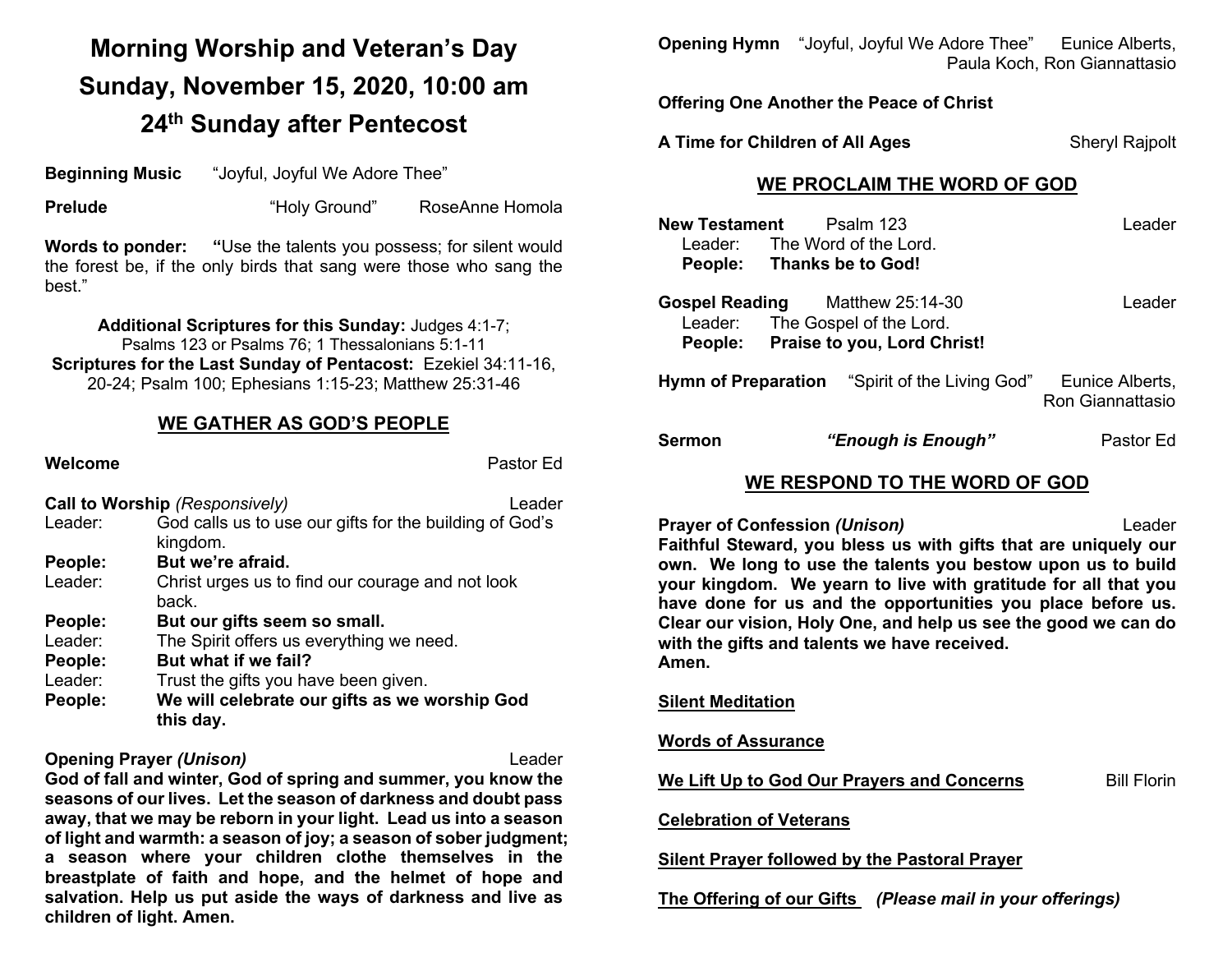# Morning Worship and Veteran's Day
# Sunday, November 15, 2020, 10:00 am
# 24th Sunday after Pentecost

**Beginning Music** "Joyful, Joyful We Adore Thee"

**Prelude** "Holy Ground" RoseAnne Homola

**Words to ponder:** **"**Use the talents you possess; for silent would the forest be, if the only birds that sang were those who sang the best."

**Additional Scriptures for this Sunday:** Judges 4:1-7; Psalms 123 or Psalms 76; 1 Thessalonians 5:1-11
**Scriptures for the Last Sunday of Pentacost:** Ezekiel 34:11-16, 20-24; Psalm 100; Ephesians 1:15-23; Matthew 25:31-46

## WE GATHER AS GOD'S PEOPLE

**Welcome** Pastor Ed

**Call to Worship** *(Responsively)* Leader

Leader: God calls us to use our gifts for the building of God's kingdom.
**People: But we're afraid.**
Leader: Christ urges us to find our courage and not look back.
**People: But our gifts seem so small.**
Leader: The Spirit offers us everything we need.
**People: But what if we fail?**
Leader: Trust the gifts you have been given.
**People: We will celebrate our gifts as we worship God this day.**

**Opening Prayer** ***(Unison)*** Leader
**God of fall and winter, God of spring and summer, you know the seasons of our lives. Let the season of darkness and doubt pass away, that we may be reborn in your light. Lead us into a season of light and warmth: a season of joy; a season of sober judgment; a season where your children clothe themselves in the breastplate of faith and hope, and the helmet of hope and salvation. Help us put aside the ways of darkness and live as children of light. Amen.**

**Opening Hymn** "Joyful, Joyful We Adore Thee" Eunice Alberts, Paula Koch, Ron Giannattasio

**Offering One Another the Peace of Christ**

**A Time for Children of All Ages** Sheryl Rajpolt

## WE PROCLAIM THE WORD OF GOD

**New Testament** Psalm 123 Leader
Leader: The Word of the Lord.
**People: Thanks be to God!**

**Gospel Reading** Matthew 25:14-30 Leader
Leader: The Gospel of the Lord.
**People: Praise to you, Lord Christ!**

**Hymn of Preparation** "Spirit of the Living God" Eunice Alberts, Ron Giannattasio

**Sermon** ***"Enough is Enough"*** Pastor Ed

## WE RESPOND TO THE WORD OF GOD

**Prayer of Confession** ***(Unison)*** Leader
**Faithful Steward, you bless us with gifts that are uniquely our own. We long to use the talents you bestow upon us to build your kingdom. We yearn to live with gratitude for all that you have done for us and the opportunities you place before us. Clear our vision, Holy One, and help us see the good we can do with the gifts and talents we have received.**
**Amen.**

**Silent Meditation**

**Words of Assurance**

**We Lift Up to God Our Prayers and Concerns** Bill Florin

**Celebration of Veterans**

**Silent Prayer followed by the Pastoral Prayer**

**The Offering of our Gifts** ***(Please mail in your offerings)***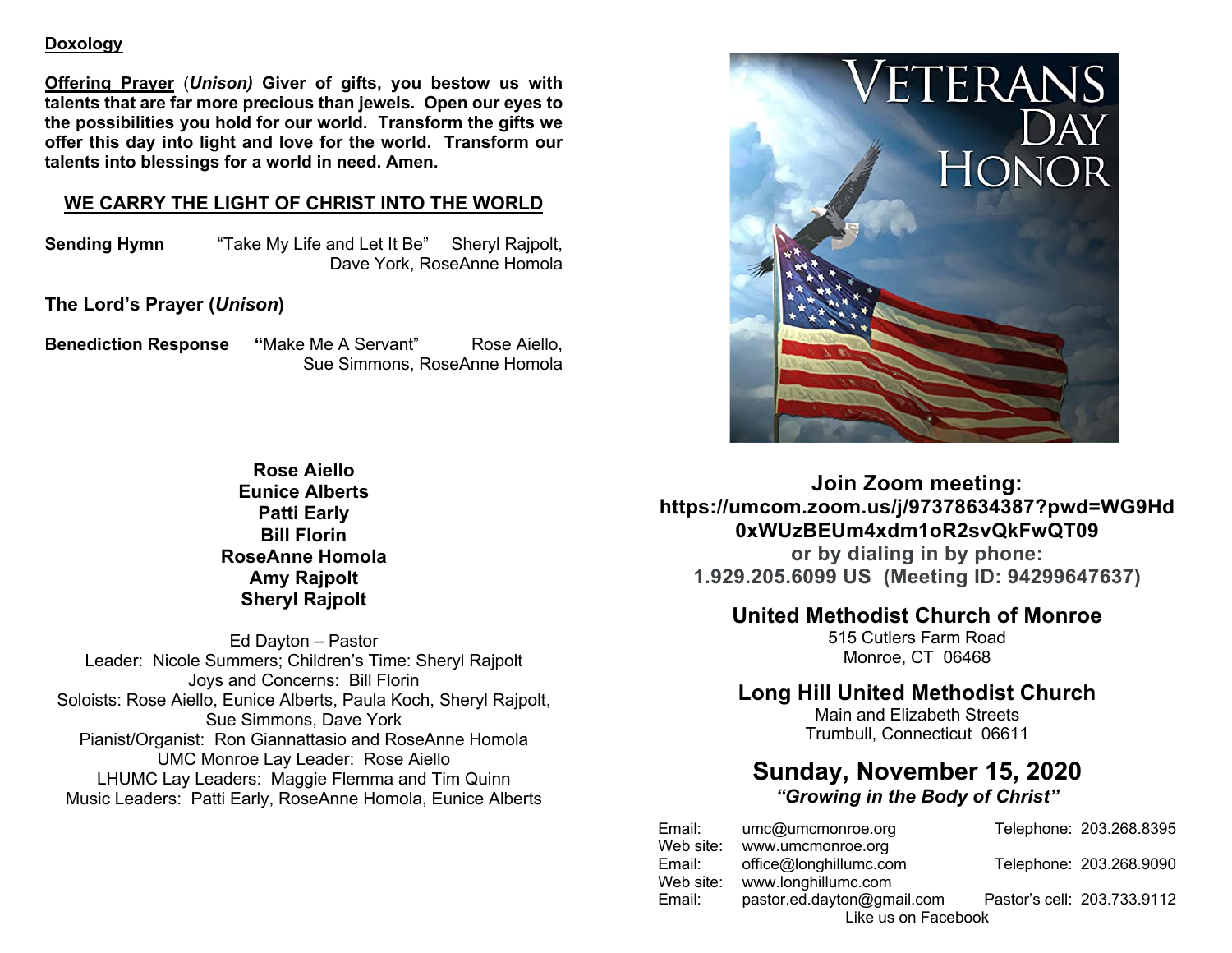**Doxology**

**Offering Prayer** (***Unison)*** **Giver of gifts, you bestow us with talents that are far more precious than jewels. Open our eyes to the possibilities you hold for our world. Transform the gifts we offer this day into light and love for the world. Transform our talents into blessings for a world in need. Amen.**

## WE CARRY THE LIGHT OF CHRIST INTO THE WORLD

**Sending Hymn** "Take My Life and Let It Be" Sheryl Rajpolt, Dave York, RoseAnne Homola

**The Lord's Prayer (*Unison*)**

**Benediction Response** **"**Make Me A Servant" Rose Aiello, Sue Simmons, RoseAnne Homola

**Rose Aiello**
**Eunice Alberts**
**Patti Early**
**Bill Florin**
**RoseAnne Homola**
**Amy Rajpolt**
**Sheryl Rajpolt**

Ed Dayton – Pastor
Leader: Nicole Summers; Children's Time: Sheryl Rajpolt
Joys and Concerns: Bill Florin
Soloists: Rose Aiello, Eunice Alberts, Paula Koch, Sheryl Rajpolt, Sue Simmons, Dave York
Pianist/Organist: Ron Giannattasio and RoseAnne Homola
UMC Monroe Lay Leader: Rose Aiello
LHUMC Lay Leaders: Maggie Flemma and Tim Quinn
Music Leaders: Patti Early, RoseAnne Homola, Eunice Alberts

VETERANS DAY HONOR

**Join Zoom meeting:**
**https://umcom.zoom.us/j/97378634387?pwd=WG9Hd0xWUzBEUm4xdm1oR2svQkFwQT09**
**or by dialing in by phone:**
**1.929.205.6099 US (Meeting ID: 94299647637)**

## United Methodist Church of Monroe

515 Cutlers Farm Road
Monroe, CT 06468

## Long Hill United Methodist Church

Main and Elizabeth Streets
Trumbull, Connecticut 06611

# Sunday, November 15, 2020

***"Growing in the Body of Christ"***

Email: umc@umcmonroe.org Telephone: 203.268.8395
Web site: www.umcmonroe.org
Email: office@longhillumc.com Telephone: 203.268.9090
Web site: www.longhillumc.com
Email: pastor.ed.dayton@gmail.com Pastor's cell: 203.733.9112
Like us on Facebook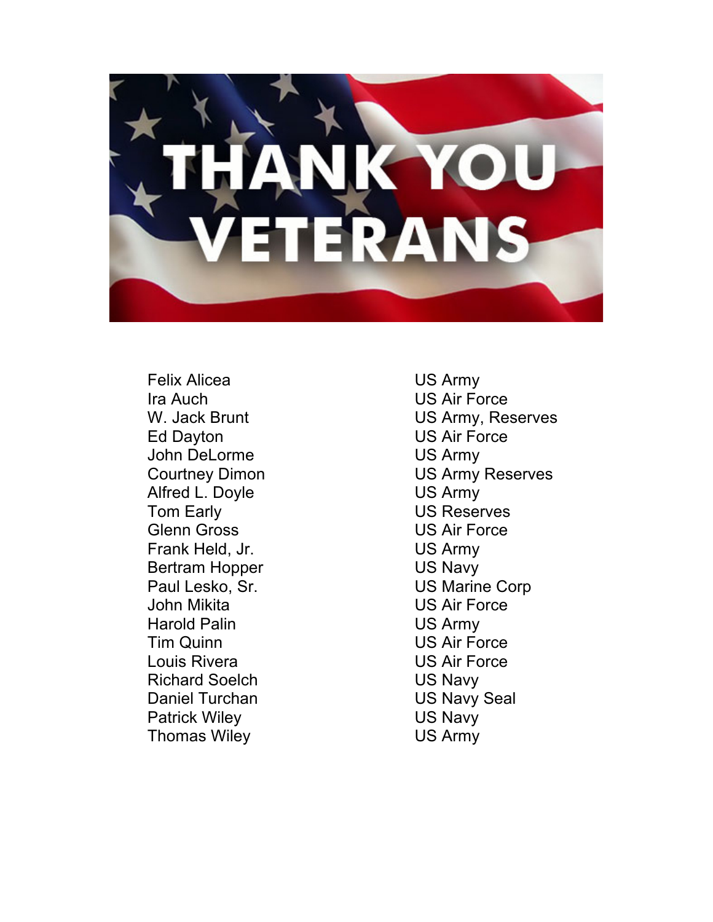# THANK YOU VETERANS

| | |
|---|---|
| Felix Alicea | US Army |
| Ira Auch | US Air Force |
| W. Jack Brunt | US Army, Reserves |
| Ed Dayton | US Air Force |
| John DeLorme | US Army |
| Courtney Dimon | US Army Reserves |
| Alfred L. Doyle | US Army |
| Tom Early | US Reserves |
| Glenn Gross | US Air Force |
| Frank Held, Jr. | US Army |
| Bertram Hopper | US Navy |
| Paul Lesko, Sr. | US Marine Corp |
| John Mikita | US Air Force |
| Harold Palin | US Army |
| Tim Quinn | US Air Force |
| Louis Rivera | US Air Force |
| Richard Soelch | US Navy |
| Daniel Turchan | US Navy Seal |
| Patrick Wiley | US Navy |
| Thomas Wiley | US Army |